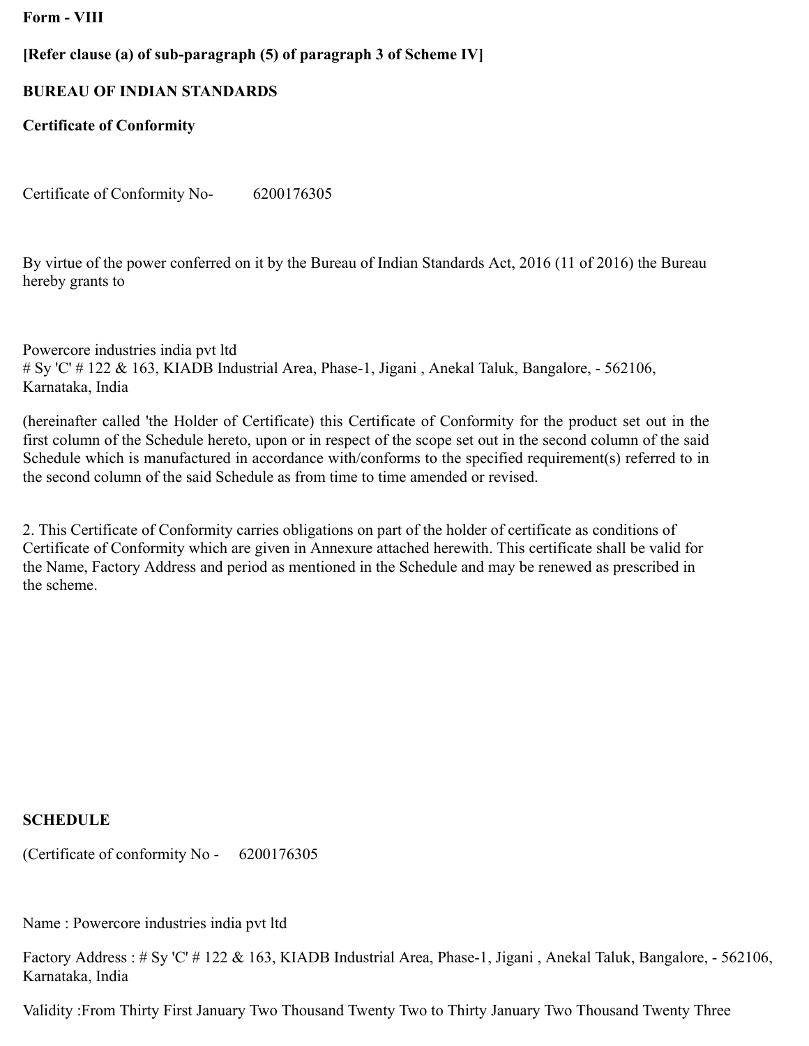**Form - VIII**

**[Refer clause (a) of sub-paragraph (5) of paragraph 3 of Scheme IV]**

**BUREAU OF INDIAN STANDARDS**

**Certificate of Conformity**

Certificate of Conformity No- 6200176305

By virtue of the power conferred on it by the Bureau of Indian Standards Act, 2016 (11 of 2016) the Bureau hereby grants to

Powercore industries india pvt ltd
# Sy 'C' # 122 & 163, KIADB Industrial Area, Phase-1, Jigani , Anekal Taluk, Bangalore, - 562106, Karnataka, India

(hereinafter called 'the Holder of Certificate) this Certificate of Conformity for the product set out in the first column of the Schedule hereto, upon or in respect of the scope set out in the second column of the said Schedule which is manufactured in accordance with/conforms to the specified requirement(s) referred to in the second column of the said Schedule as from time to time amended or revised.

2. This Certificate of Conformity carries obligations on part of the holder of certificate as conditions of Certificate of Conformity which are given in Annexure attached herewith. This certificate shall be valid for the Name, Factory Address and period as mentioned in the Schedule and may be renewed as prescribed in the scheme.

**SCHEDULE**

(Certificate of conformity No - 6200176305

Name : Powercore industries india pvt ltd

Factory Address : # Sy 'C' # 122 & 163, KIADB Industrial Area, Phase-1, Jigani , Anekal Taluk, Bangalore, - 562106, Karnataka, India

Validity :From Thirty First January Two Thousand Twenty Two to Thirty January Two Thousand Twenty Three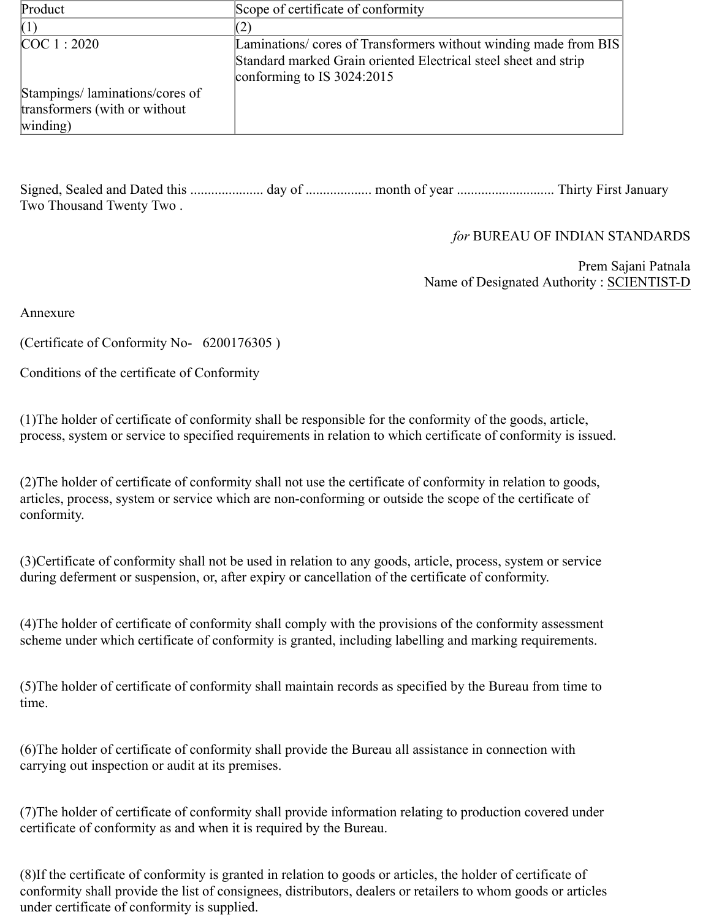| Product | Scope of certificate of conformity |
|---|---|
| (1) | (2) |
| COC 1 : 2020<br><br>Stampings/ laminations/cores of transformers (with or without winding) | Laminations/ cores of Transformers without winding made from BIS Standard marked Grain oriented Electrical steel sheet and strip conforming to IS 3024:2015 |

Signed, Sealed and Dated this .................... day of .................. month of year ........................... Thirty First January Two Thousand Twenty Two .

*for* BUREAU OF INDIAN STANDARDS

Prem Sajani Patnala
Name of Designated Authority : SCIENTIST-D

Annexure

(Certificate of Conformity No- 6200176305 )

Conditions of the certificate of Conformity

(1)The holder of certificate of conformity shall be responsible for the conformity of the goods, article, process, system or service to specified requirements in relation to which certificate of conformity is issued.

(2)The holder of certificate of conformity shall not use the certificate of conformity in relation to goods, articles, process, system or service which are non-conforming or outside the scope of the certificate of conformity.

(3)Certificate of conformity shall not be used in relation to any goods, article, process, system or service during deferment or suspension, or, after expiry or cancellation of the certificate of conformity.

(4)The holder of certificate of conformity shall comply with the provisions of the conformity assessment scheme under which certificate of conformity is granted, including labelling and marking requirements.

(5)The holder of certificate of conformity shall maintain records as specified by the Bureau from time to time.

(6)The holder of certificate of conformity shall provide the Bureau all assistance in connection with carrying out inspection or audit at its premises.

(7)The holder of certificate of conformity shall provide information relating to production covered under certificate of conformity as and when it is required by the Bureau.

(8)If the certificate of conformity is granted in relation to goods or articles, the holder of certificate of conformity shall provide the list of consignees, distributors, dealers or retailers to whom goods or articles under certificate of conformity is supplied.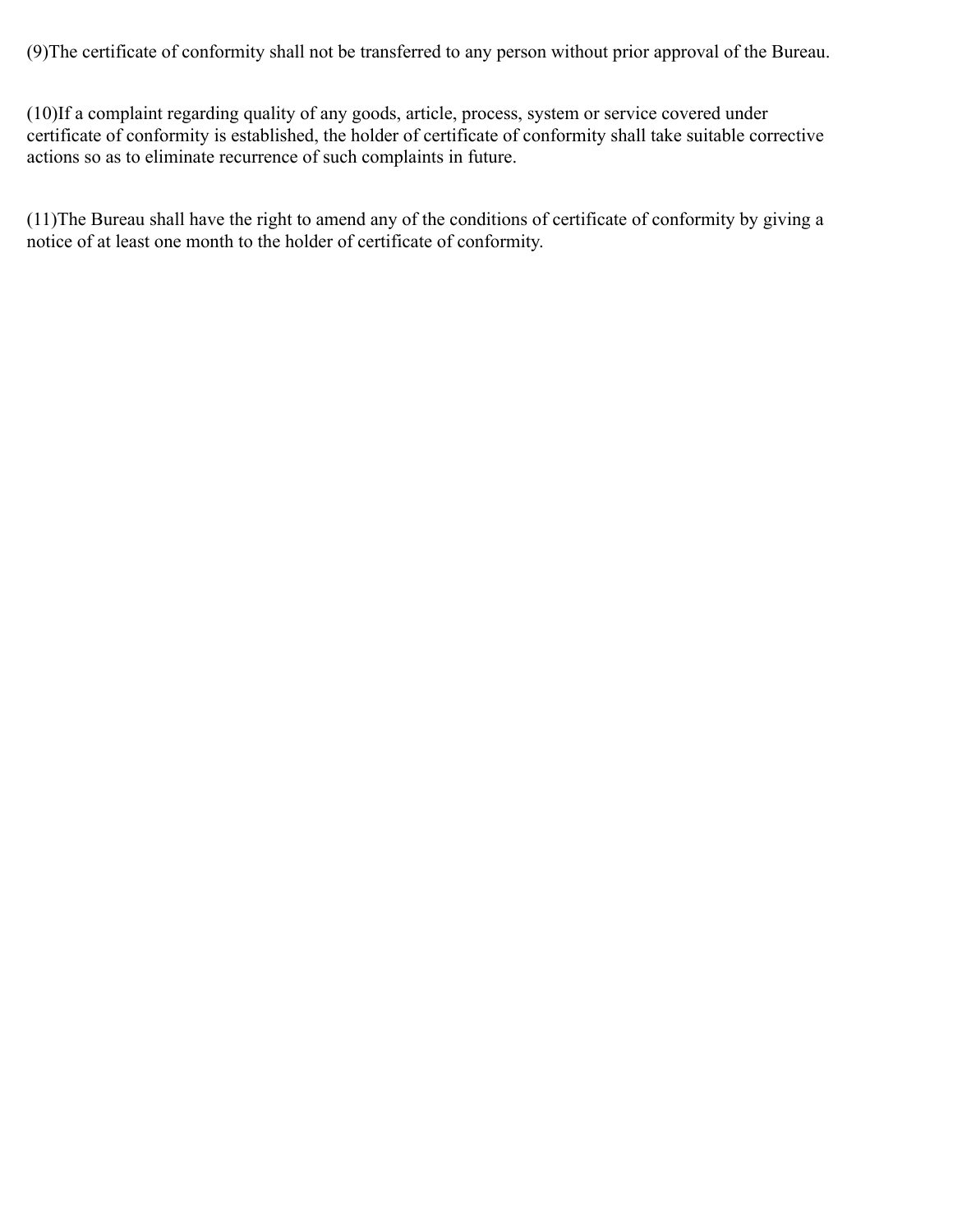(9)The certificate of conformity shall not be transferred to any person without prior approval of the Bureau.

(10)If a complaint regarding quality of any goods, article, process, system or service covered under certificate of conformity is established, the holder of certificate of conformity shall take suitable corrective actions so as to eliminate recurrence of such complaints in future.

(11)The Bureau shall have the right to amend any of the conditions of certificate of conformity by giving a notice of at least one month to the holder of certificate of conformity.